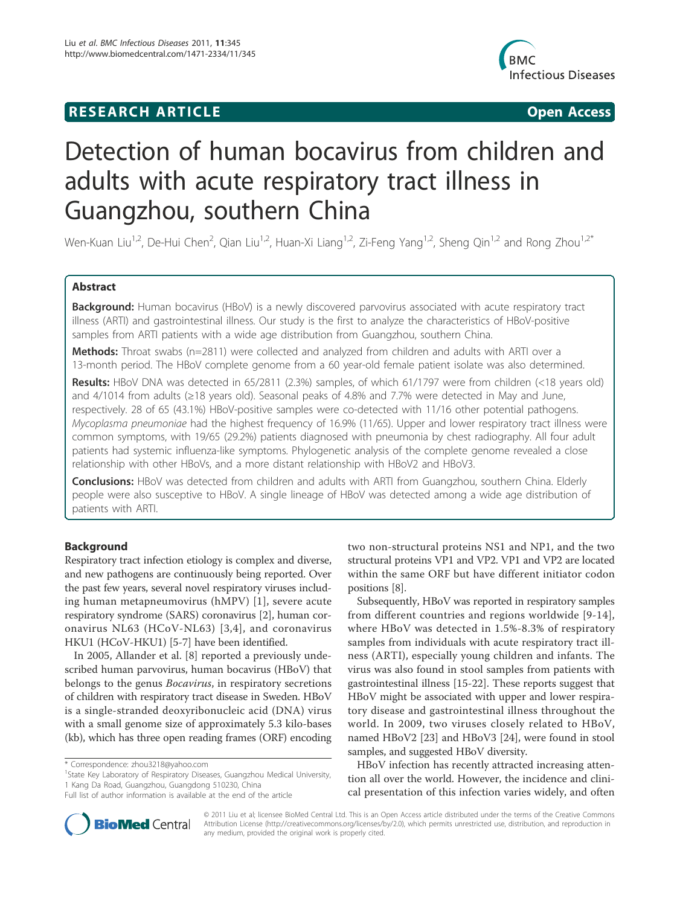**RESEARCH ARTICLE** **Open Access**

# Detection of human bocavirus from children and adults with acute respiratory tract illness in Guangzhou, southern China

Wen-Kuan Liu[1,2], De-Hui Chen[2], Qian Liu[1,2], Huan-Xi Liang[1,2], Zi-Feng Yang[1,2], Sheng Qin[1,2] and Rong Zhou[1,2*]

## Abstract

**Background:** Human bocavirus (HBoV) is a newly discovered parvovirus associated with acute respiratory tract illness (ARTI) and gastrointestinal illness. Our study is the first to analyze the characteristics of HBoV-positive samples from ARTI patients with a wide age distribution from Guangzhou, southern China.

**Methods:** Throat swabs (n=2811) were collected and analyzed from children and adults with ARTI over a 13-month period. The HBoV complete genome from a 60 year-old female patient isolate was also determined.

**Results:** HBoV DNA was detected in 65/2811 (2.3%) samples, of which 61/1797 were from children (<18 years old) and 4/1014 from adults (≥18 years old). Seasonal peaks of 4.8% and 7.7% were detected in May and June, respectively. 28 of 65 (43.1%) HBoV-positive samples were co-detected with 11/16 other potential pathogens. *Mycoplasma pneumoniae* had the highest frequency of 16.9% (11/65). Upper and lower respiratory tract illness were common symptoms, with 19/65 (29.2%) patients diagnosed with pneumonia by chest radiography. All four adult patients had systemic influenza-like symptoms. Phylogenetic analysis of the complete genome revealed a close relationship with other HBoVs, and a more distant relationship with HBoV2 and HBoV3.

**Conclusions:** HBoV was detected from children and adults with ARTI from Guangzhou, southern China. Elderly people were also susceptive to HBoV. A single lineage of HBoV was detected among a wide age distribution of patients with ARTI.

## Background

Respiratory tract infection etiology is complex and diverse, and new pathogens are continuously being reported. Over the past few years, several novel respiratory viruses including human metapneumovirus (hMPV) [1], severe acute respiratory syndrome (SARS) coronavirus [2], human coronavirus NL63 (HCoV-NL63) [3,4], and coronavirus HKU1 (HCoV-HKU1) [5-7] have been identified.

In 2005, Allander et al. [8] reported a previously undescribed human parvovirus, human bocavirus (HBoV) that belongs to the genus *Bocavirus*, in respiratory secretions of children with respiratory tract disease in Sweden. HBoV is a single-stranded deoxyribonucleic acid (DNA) virus with a small genome size of approximately 5.3 kilo-bases (kb), which has three open reading frames (ORF) encoding two non-structural proteins NS1 and NP1, and the two structural proteins VP1 and VP2. VP1 and VP2 are located within the same ORF but have different initiator codon positions [8].

Subsequently, HBoV was reported in respiratory samples from different countries and regions worldwide [9-14], where HBoV was detected in 1.5%-8.3% of respiratory samples from individuals with acute respiratory tract illness (ARTI), especially young children and infants. The virus was also found in stool samples from patients with gastrointestinal illness [15-22]. These reports suggest that HBoV might be associated with upper and lower respiratory tract disease and gastrointestinal illness throughout the world. In 2009, two viruses closely related to HBoV, named HBoV2 [23] and HBoV3 [24], were found in stool samples, and suggested HBoV diversity.

HBoV infection has recently attracted increasing attention all over the world. However, the incidence and clinical presentation of this infection varies widely, and often

\* Correspondence: zhou3218@yahoo.com

[1]State Key Laboratory of Respiratory Diseases, Guangzhou Medical University, 1 Kang Da Road, Guangzhou, Guangdong 510230, China

Full list of author information is available at the end of the article

© 2011 Liu et al; licensee BioMed Central Ltd. This is an Open Access article distributed under the terms of the Creative Commons Attribution License (http://creativecommons.org/licenses/by/2.0), which permits unrestricted use, distribution, and reproduction in any medium, provided the original work is properly cited.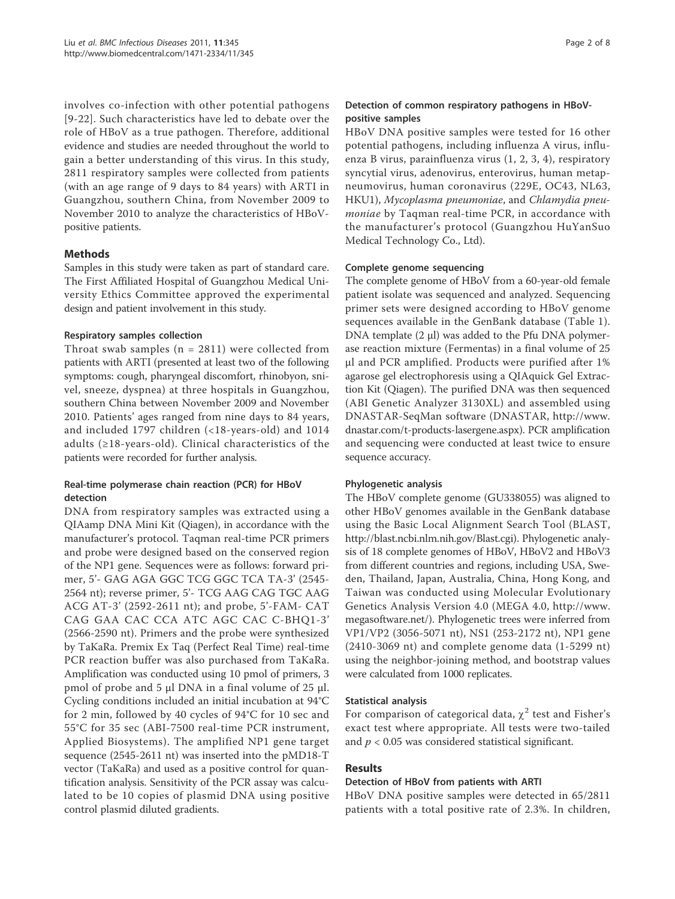involves co-infection with other potential pathogens [9-22]. Such characteristics have led to debate over the role of HBoV as a true pathogen. Therefore, additional evidence and studies are needed throughout the world to gain a better understanding of this virus. In this study, 2811 respiratory samples were collected from patients (with an age range of 9 days to 84 years) with ARTI in Guangzhou, southern China, from November 2009 to November 2010 to analyze the characteristics of HBoV-positive patients.

## Methods

Samples in this study were taken as part of standard care. The First Affiliated Hospital of Guangzhou Medical University Ethics Committee approved the experimental design and patient involvement in this study.

### Respiratory samples collection

Throat swab samples (n = 2811) were collected from patients with ARTI (presented at least two of the following symptoms: cough, pharyngeal discomfort, rhinobyon, snivel, sneeze, dyspnea) at three hospitals in Guangzhou, southern China between November 2009 and November 2010. Patients' ages ranged from nine days to 84 years, and included 1797 children (<18-years-old) and 1014 adults (≥18-years-old). Clinical characteristics of the patients were recorded for further analysis.

### Real-time polymerase chain reaction (PCR) for HBoV detection

DNA from respiratory samples was extracted using a QIAamp DNA Mini Kit (Qiagen), in accordance with the manufacturer's protocol. Taqman real-time PCR primers and probe were designed based on the conserved region of the NP1 gene. Sequences were as follows: forward primer, 5'- GAG AGA GGC TCG GGC TCA TA-3' (2545-2564 nt); reverse primer, 5'- TCG AAG CAG TGC AAG ACG AT-3' (2592-2611 nt); and probe, 5'-FAM- CAT CAG GAA CAC CCA ATC AGC CAC C-BHQ1-3' (2566-2590 nt). Primers and the probe were synthesized by TaKaRa. Premix Ex Taq (Perfect Real Time) real-time PCR reaction buffer was also purchased from TaKaRa. Amplification was conducted using 10 pmol of primers, 3 pmol of probe and 5 μl DNA in a final volume of 25 μl. Cycling conditions included an initial incubation at 94°C for 2 min, followed by 40 cycles of 94°C for 10 sec and 55°C for 35 sec (ABI-7500 real-time PCR instrument, Applied Biosystems). The amplified NP1 gene target sequence (2545-2611 nt) was inserted into the pMD18-T vector (TaKaRa) and used as a positive control for quantification analysis. Sensitivity of the PCR assay was calculated to be 10 copies of plasmid DNA using positive control plasmid diluted gradients.

### Detection of common respiratory pathogens in HBoV-positive samples

HBoV DNA positive samples were tested for 16 other potential pathogens, including influenza A virus, influenza B virus, parainfluenza virus (1, 2, 3, 4), respiratory syncytial virus, adenovirus, enterovirus, human metapneumovirus, human coronavirus (229E, OC43, NL63, HKU1), *Mycoplasma pneumoniae*, and *Chlamydia pneumoniae* by Taqman real-time PCR, in accordance with the manufacturer's protocol (Guangzhou HuYanSuo Medical Technology Co., Ltd).

### Complete genome sequencing

The complete genome of HBoV from a 60-year-old female patient isolate was sequenced and analyzed. Sequencing primer sets were designed according to HBoV genome sequences available in the GenBank database (Table 1). DNA template (2 μl) was added to the Pfu DNA polymerase reaction mixture (Fermentas) in a final volume of 25 μl and PCR amplified. Products were purified after 1% agarose gel electrophoresis using a QIAquick Gel Extraction Kit (Qiagen). The purified DNA was then sequenced (ABI Genetic Analyzer 3130XL) and assembled using DNASTAR-SeqMan software (DNASTAR, http://www.dnastar.com/t-products-lasergene.aspx). PCR amplification and sequencing were conducted at least twice to ensure sequence accuracy.

### Phylogenetic analysis

The HBoV complete genome (GU338055) was aligned to other HBoV genomes available in the GenBank database using the Basic Local Alignment Search Tool (BLAST, http://blast.ncbi.nlm.nih.gov/Blast.cgi). Phylogenetic analysis of 18 complete genomes of HBoV, HBoV2 and HBoV3 from different countries and regions, including USA, Sweden, Thailand, Japan, Australia, China, Hong Kong, and Taiwan was conducted using Molecular Evolutionary Genetics Analysis Version 4.0 (MEGA 4.0, http://www.megasoftware.net/). Phylogenetic trees were inferred from VP1/VP2 (3056-5071 nt), NS1 (253-2172 nt), NP1 gene (2410-3069 nt) and complete genome data (1-5299 nt) using the neighbor-joining method, and bootstrap values were calculated from 1000 replicates.

### Statistical analysis

For comparison of categorical data, $\chi^2$ test and Fisher's exact test where appropriate. All tests were two-tailed and $p < 0.05$ was considered statistical significant.

## Results

### Detection of HBoV from patients with ARTI

HBoV DNA positive samples were detected in 65/2811 patients with a total positive rate of 2.3%. In children,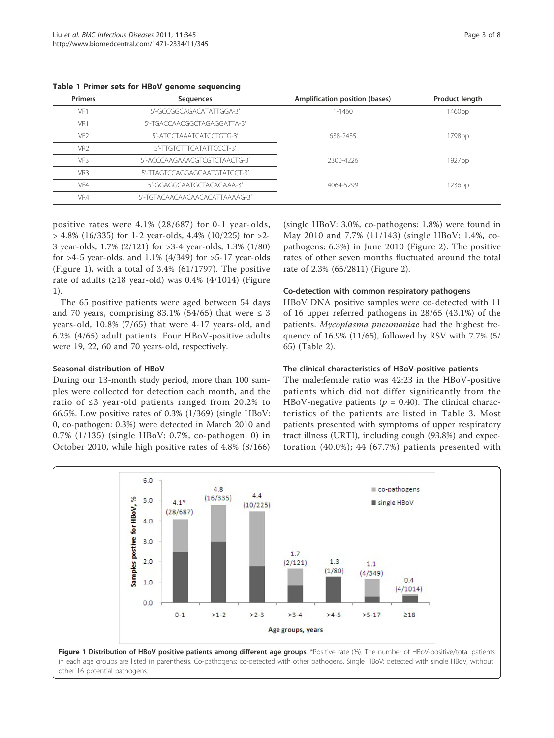**Table 1 Primer sets for HBoV genome sequencing**

| Primers | Sequences | Amplification position (bases) | Product length |
|---|---|---|---|
| VF1 | 5'-GCCGGCAGACATATTGGA-3' | 1-1460 | 1460bp |
| VR1 | 5'-TGACCAACGGCTAGAGGATTA-3' | | |
| VF2 | 5'-ATGCTAAATCATCCTGTG-3' | 638-2435 | 1798bp |
| VR2 | 5'-TTGTCTTTCATATTCCCT-3' | | |
| VF3 | 5'-ACCCAAGAAACGTCGTCTAACTG-3' | 2300-4226 | 1927bp |
| VR3 | 5'-TTAGTCCAGGAGGAATGTATGCT-3' | | |
| VF4 | 5'-GGAGGCAATGCTACAGAAA-3' | 4064-5299 | 1236bp |
| VR4 | 5'-TGTACAACAACAACACATTAAAAG-3' | | |

positive rates were 4.1% (28/687) for 0-1 year-olds, > 4.8% (16/335) for 1-2 year-olds, 4.4% (10/225) for >2-3 year-olds, 1.7% (2/121) for >3-4 year-olds, 1.3% (1/80) for >4-5 year-olds, and 1.1% (4/349) for >5-17 year-olds (Figure 1), with a total of 3.4% (61/1797). The positive rate of adults (≥18 year-old) was 0.4% (4/1014) (Figure 1).

The 65 positive patients were aged between 54 days and 70 years, comprising 83.1% (54/65) that were ≤ 3 years-old, 10.8% (7/65) that were 4-17 years-old, and 6.2% (4/65) adult patients. Four HBoV-positive adults were 19, 22, 60 and 70 years-old, respectively.

### Seasonal distribution of HBoV

During our 13-month study period, more than 100 samples were collected for detection each month, and the ratio of ≤3 year-old patients ranged from 20.2% to 66.5%. Low positive rates of 0.3% (1/369) (single HBoV: 0, co-pathogen: 0.3%) were detected in March 2010 and 0.7% (1/135) (single HBoV: 0.7%, co-pathogen: 0) in October 2010, while high positive rates of 4.8% (8/166) (single HBoV: 3.0%, co-pathogens: 1.8%) were found in May 2010 and 7.7% (11/143) (single HBoV: 1.4%, co-pathogens: 6.3%) in June 2010 (Figure 2). The positive rates of other seven months fluctuated around the total rate of 2.3% (65/2811) (Figure 2).

### Co-detection with common respiratory pathogens

HBoV DNA positive samples were co-detected with 11 of 16 upper referred pathogens in 28/65 (43.1%) of the patients. *Mycoplasma pneumoniae* had the highest frequency of 16.9% (11/65), followed by RSV with 7.7% (5/65) (Table 2).

### The clinical characteristics of HBoV-positive patients

The male:female ratio was 42:23 in the HBoV-positive patients which did not differ significantly from the HBoV-negative patients ($p$ = 0.40). The clinical characteristics of the patients are listed in Table 3. Most patients presented with symptoms of upper respiratory tract illness (URTI), including cough (93.8%) and expectoration (40.0%); 44 (67.7%) patients presented with

**Figure 1 Distribution of HBoV positive patients among different age groups**. *Positive rate (%). The number of HBoV-positive/total patients in each age groups are listed in parenthesis. Co-pathogens: co-detected with other pathogens. Single HBoV: detected with single HBoV, without other 16 potential pathogens.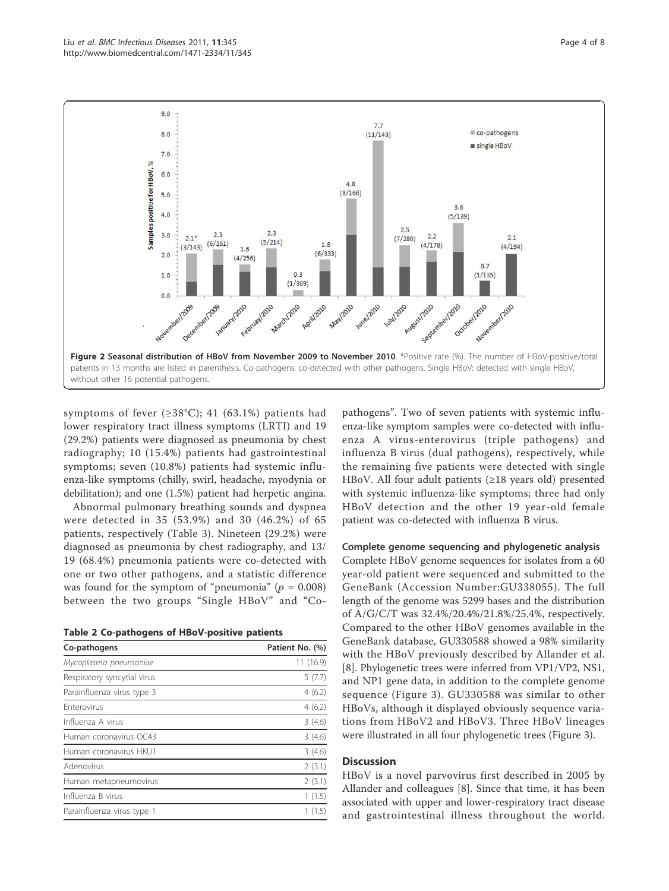**Figure 2 Seasonal distribution of HBoV from November 2009 to November 2010**. *Positive rate (%). The number of HBoV-positive/total patients in 13 months are listed in parenthesis. Co-pathogens: co-detected with other pathogens. Single HBoV: detected with single HBoV, without other 16 potential pathogens.

symptoms of fever (≥38°C); 41 (63.1%) patients had lower respiratory tract illness symptoms (LRTI) and 19 (29.2%) patients were diagnosed as pneumonia by chest radiography; 10 (15.4%) patients had gastrointestinal symptoms; seven (10.8%) patients had systemic influenza-like symptoms (chilly, swirl, headache, myodynia or debilitation); and one (1.5%) patient had herpetic angina.

Abnormal pulmonary breathing sounds and dyspnea were detected in 35 (53.9%) and 30 (46.2%) of 65 patients, respectively (Table 3). Nineteen (29.2%) were diagnosed as pneumonia by chest radiography, and 13/19 (68.4%) pneumonia patients were co-detected with one or two other pathogens, and a statistic difference was found for the symptom of "pneumonia" ($p$ = 0.008) between the two groups "Single HBoV" and "Co-pathogens". Two of seven patients with systemic influenza-like symptom samples were co-detected with influenza A virus-enterovirus (triple pathogens) and influenza B virus (dual pathogens), respectively, while the remaining five patients were detected with single HBoV. All four adult patients (≥18 years old) presented with systemic influenza-like symptoms; three had only HBoV detection and the other 19 year-old female patient was co-detected with influenza B virus.

**Table 2 Co-pathogens of HBoV-positive patients**

| Co-pathogens | Patient No. (%) |
|---|---|
| *Mycoplasma pneumoniae* | 11 (16.9) |
| Respiratory syncytial virus | 5 (7.7) |
| Parainfluenza virus type 3 | 4 (6.2) |
| Enterovirus | 4 (6.2) |
| Influenza A virus | 3 (4.6) |
| Human coronavirus OC43 | 3 (4.6) |
| Human coronavirus HKU1 | 3 (4.6) |
| Adenovirus | 2 (3.1) |
| Human metapneumovirus | 2 (3.1) |
| Influenza B virus | 1 (1.5) |
| Parainfluenza virus type 1 | 1 (1.5) |

### Complete genome sequencing and phylogenetic analysis

Complete HBoV genome sequences for isolates from a 60 year-old patient were sequenced and submitted to the GeneBank (Accession Number:GU338055). The full length of the genome was 5299 bases and the distribution of A/G/C/T was 32.4%/20.4%/21.8%/25.4%, respectively. Compared to the other HBoV genomes available in the GeneBank database, GU330588 showed a 98% similarity with the HBoV previously described by Allander et al. [8]. Phylogenetic trees were inferred from VP1/VP2, NS1, and NP1 gene data, in addition to the complete genome sequence (Figure 3). GU330588 was similar to other HBoVs, although it displayed obviously sequence variations from HBoV2 and HBoV3. Three HBoV lineages were illustrated in all four phylogenetic trees (Figure 3).

## Discussion

HBoV is a novel parvovirus first described in 2005 by Allander and colleagues [8]. Since that time, it has been associated with upper and lower-respiratory tract disease and gastrointestinal illness throughout the world.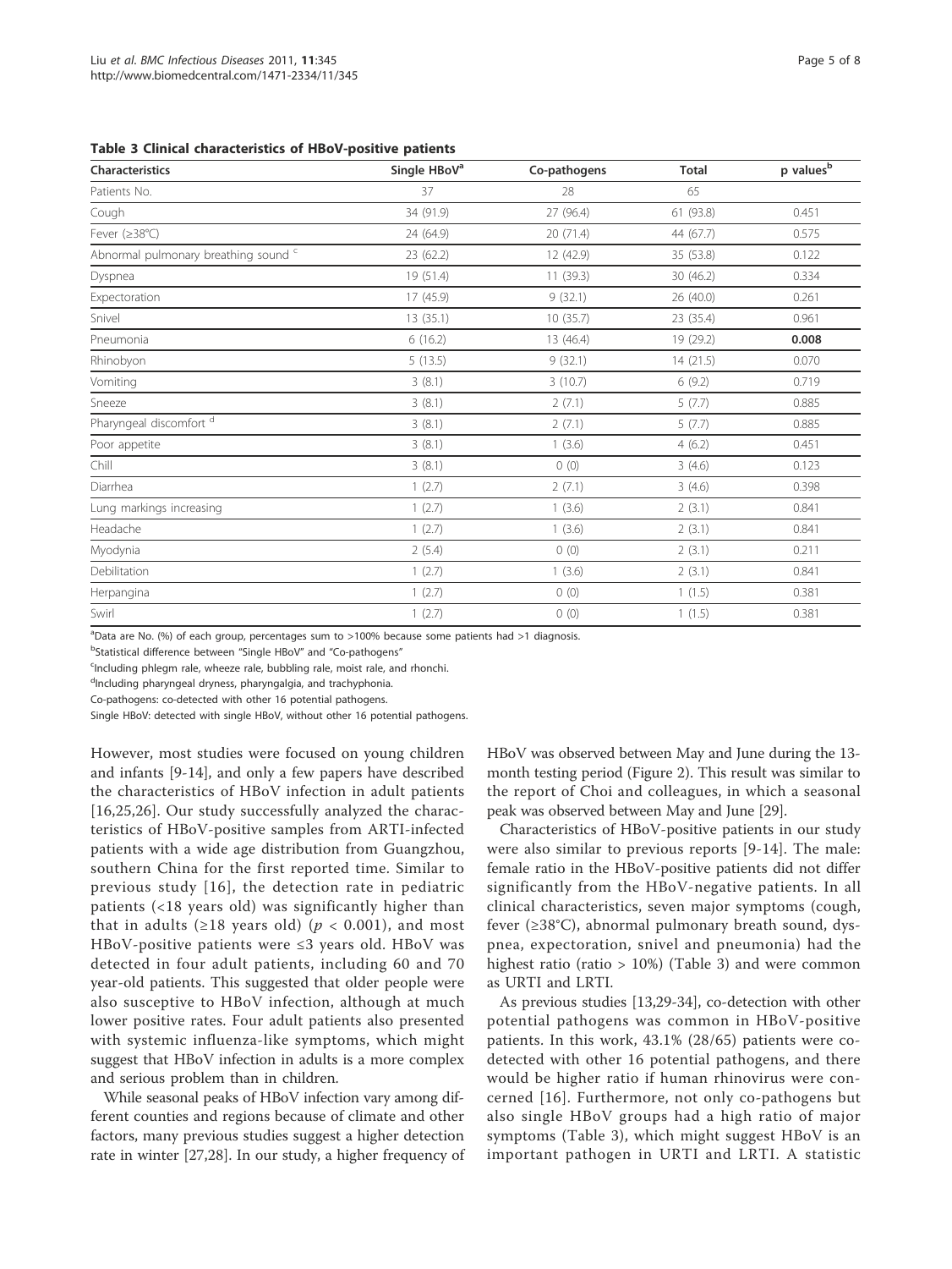**Table 3 Clinical characteristics of HBoV-positive patients**

| Characteristics | Single HBoV[a] | Co-pathogens | Total | p values[b] |
|---|---|---|---|---|
| Patients No. | 37 | 28 | 65 | |
| Cough | 34 (91.9) | 27 (96.4) | 61 (93.8) | 0.451 |
| Fever (≥38℃) | 24 (64.9) | 20 (71.4) | 44 (67.7) | 0.575 |
| Abnormal pulmonary breathing sound [c] | 23 (62.2) | 12 (42.9) | 35 (53.8) | 0.122 |
| Dyspnea | 19 (51.4) | 11 (39.3) | 30 (46.2) | 0.334 |
| Expectoration | 17 (45.9) | 9 (32.1) | 26 (40.0) | 0.261 |
| Snivel | 13 (35.1) | 10 (35.7) | 23 (35.4) | 0.961 |
| Pneumonia | 6 (16.2) | 13 (46.4) | 19 (29.2) | **0.008** |
| Rhinobyon | 5 (13.5) | 9 (32.1) | 14 (21.5) | 0.070 |
| Vomiting | 3 (8.1) | 3 (10.7) | 6 (9.2) | 0.719 |
| Sneeze | 3 (8.1) | 2 (7.1) | 5 (7.7) | 0.885 |
| Pharyngeal discomfort [d] | 3 (8.1) | 2 (7.1) | 5 (7.7) | 0.885 |
| Poor appetite | 3 (8.1) | 1 (3.6) | 4 (6.2) | 0.451 |
| Chill | 3 (8.1) | 0 (0) | 3 (4.6) | 0.123 |
| Diarrhea | 1 (2.7) | 2 (7.1) | 3 (4.6) | 0.398 |
| Lung markings increasing | 1 (2.7) | 1 (3.6) | 2 (3.1) | 0.841 |
| Headache | 1 (2.7) | 1 (3.6) | 2 (3.1) | 0.841 |
| Myodynia | 2 (5.4) | 0 (0) | 2 (3.1) | 0.211 |
| Debilitation | 1 (2.7) | 1 (3.6) | 2 (3.1) | 0.841 |
| Herpangina | 1 (2.7) | 0 (0) | 1 (1.5) | 0.381 |
| Swirl | 1 (2.7) | 0 (0) | 1 (1.5) | 0.381 |

[a]Data are No. (%) of each group, percentages sum to >100% because some patients had >1 diagnosis.

[b]Statistical difference between "Single HBoV" and "Co-pathogens"

[c]Including phlegm rale, wheeze rale, bubbling rale, moist rale, and rhonchi.

[d]Including pharyngeal dryness, pharyngalgia, and trachyphonia.

Co-pathogens: co-detected with other 16 potential pathogens.

Single HBoV: detected with single HBoV, without other 16 potential pathogens.

However, most studies were focused on young children and infants [9-14], and only a few papers have described the characteristics of HBoV infection in adult patients [16,25,26]. Our study successfully analyzed the characteristics of HBoV-positive samples from ARTI-infected patients with a wide age distribution from Guangzhou, southern China for the first reported time. Similar to previous study [16], the detection rate in pediatric patients (<18 years old) was significantly higher than that in adults (≥18 years old) ($p < 0.001$), and most HBoV-positive patients were ≤3 years old. HBoV was detected in four adult patients, including 60 and 70 year-old patients. This suggested that older people were also susceptive to HBoV infection, although at much lower positive rates. Four adult patients also presented with systemic influenza-like symptoms, which might suggest that HBoV infection in adults is a more complex and serious problem than in children.

While seasonal peaks of HBoV infection vary among different counties and regions because of climate and other factors, many previous studies suggest a higher detection rate in winter [27,28]. In our study, a higher frequency of HBoV was observed between May and June during the 13-month testing period (Figure 2). This result was similar to the report of Choi and colleagues, in which a seasonal peak was observed between May and June [29].

Characteristics of HBoV-positive patients in our study were also similar to previous reports [9-14]. The male: female ratio in the HBoV-positive patients did not differ significantly from the HBoV-negative patients. In all clinical characteristics, seven major symptoms (cough, fever (≥38°C), abnormal pulmonary breath sound, dyspnea, expectoration, snivel and pneumonia) had the highest ratio (ratio > 10%) (Table 3) and were common as URTI and LRTI.

As previous studies [13,29-34], co-detection with other potential pathogens was common in HBoV-positive patients. In this work, 43.1% (28/65) patients were co-detected with other 16 potential pathogens, and there would be higher ratio if human rhinovirus were concerned [16]. Furthermore, not only co-pathogens but also single HBoV groups had a high ratio of major symptoms (Table 3), which might suggest HBoV is an important pathogen in URTI and LRTI. A statistic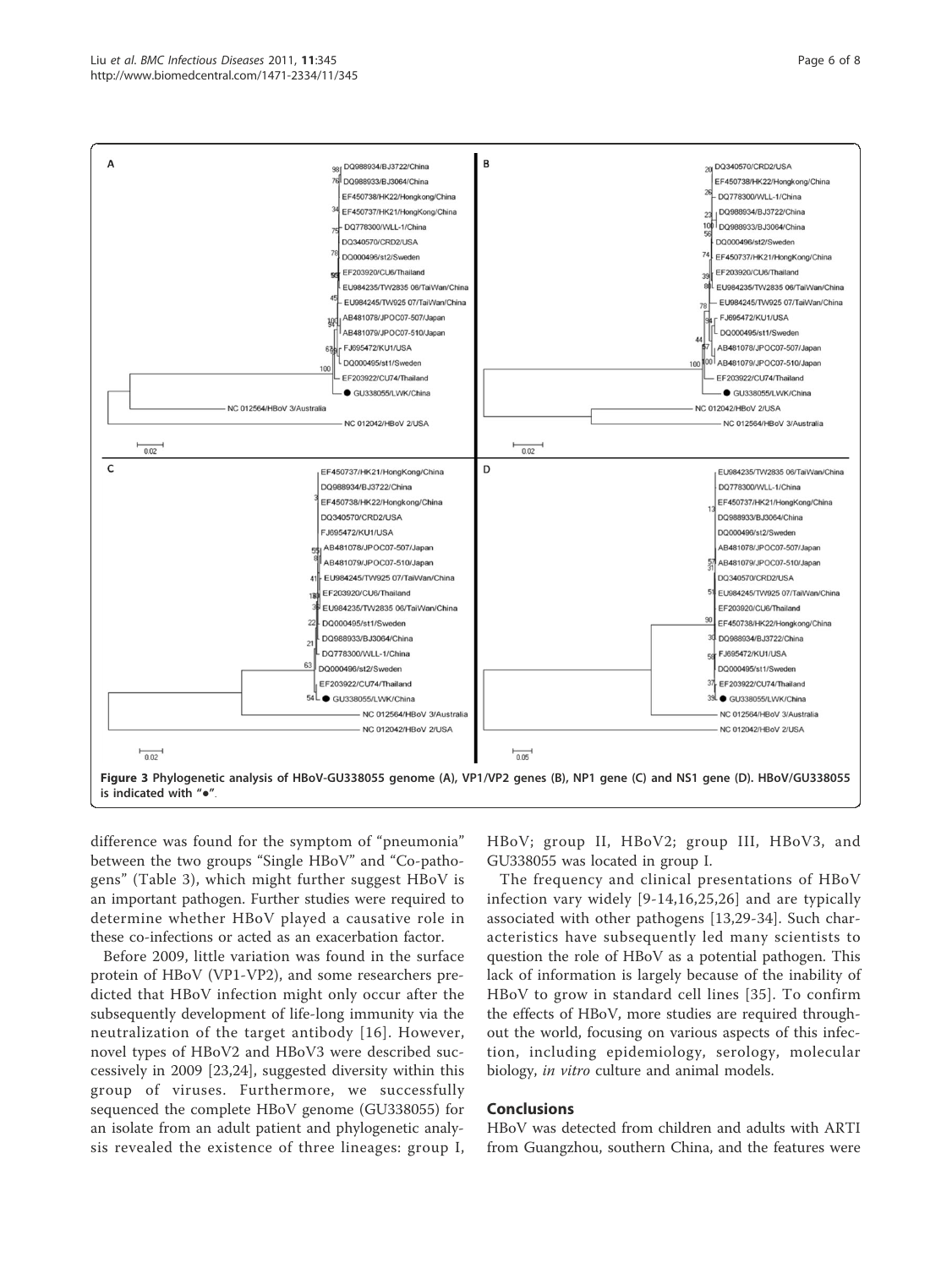Figure 3 Phylogenetic analysis of HBoV-GU338055 genome (A), VP1/VP2 genes (B), NP1 gene (C) and NS1 gene (D). HBoV/GU338055 is indicated with "●".

difference was found for the symptom of "pneumonia" between the two groups "Single HBoV" and "Co-pathogens" (Table 3), which might further suggest HBoV is an important pathogen. Further studies were required to determine whether HBoV played a causative role in these co-infections or acted as an exacerbation factor.

Before 2009, little variation was found in the surface protein of HBoV (VP1-VP2), and some researchers predicted that HBoV infection might only occur after the subsequently development of life-long immunity via the neutralization of the target antibody [16]. However, novel types of HBoV2 and HBoV3 were described successively in 2009 [23,24], suggested diversity within this group of viruses. Furthermore, we successfully sequenced the complete HBoV genome (GU338055) for an isolate from an adult patient and phylogenetic analysis revealed the existence of three lineages: group I, HBoV; group II, HBoV2; group III, HBoV3, and GU338055 was located in group I.

The frequency and clinical presentations of HBoV infection vary widely [9-14,16,25,26] and are typically associated with other pathogens [13,29-34]. Such characteristics have subsequently led many scientists to question the role of HBoV as a potential pathogen. This lack of information is largely because of the inability of HBoV to grow in standard cell lines [35]. To confirm the effects of HBoV, more studies are required throughout the world, focusing on various aspects of this infection, including epidemiology, serology, molecular biology, *in vitro* culture and animal models.

## Conclusions

HBoV was detected from children and adults with ARTI from Guangzhou, southern China, and the features were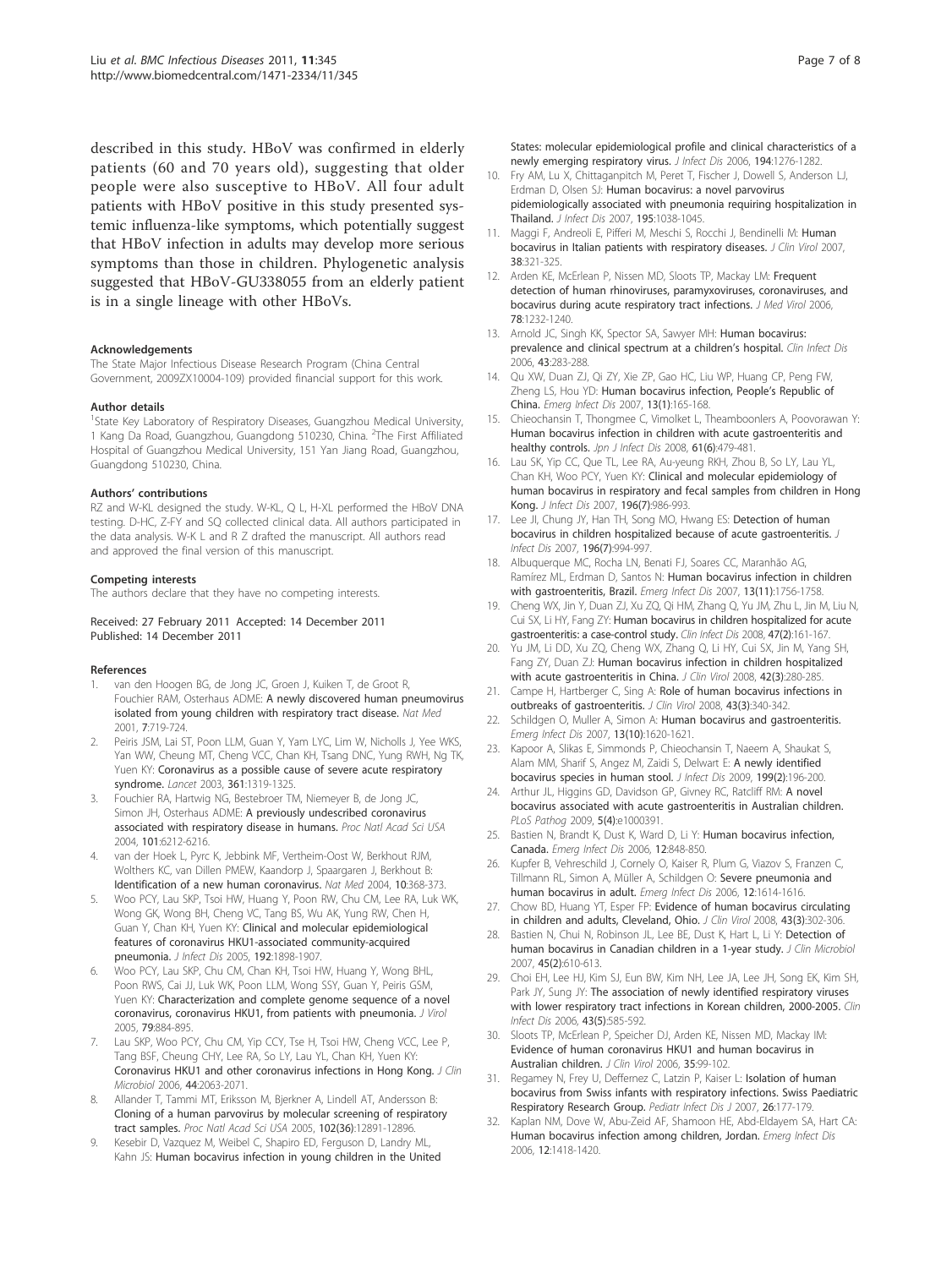described in this study. HBoV was confirmed in elderly patients (60 and 70 years old), suggesting that older people were also susceptive to HBoV. All four adult patients with HBoV positive in this study presented systemic influenza-like symptoms, which potentially suggest that HBoV infection in adults may develop more serious symptoms than those in children. Phylogenetic analysis suggested that HBoV-GU338055 from an elderly patient is in a single lineage with other HBoVs.

#### Acknowledgements

The State Major Infectious Disease Research Program (China Central Government, 2009ZX10004-109) provided financial support for this work.

#### Author details

[1]State Key Laboratory of Respiratory Diseases, Guangzhou Medical University, 1 Kang Da Road, Guangzhou, Guangdong 510230, China. [2]The First Affiliated Hospital of Guangzhou Medical University, 151 Yan Jiang Road, Guangzhou, Guangdong 510230, China.

#### Authors' contributions

RZ and W-KL designed the study. W-KL, Q L, H-XL performed the HBoV DNA testing. D-HC, Z-FY and SQ collected clinical data. All authors participated in the data analysis. W-K L and R Z drafted the manuscript. All authors read and approved the final version of this manuscript.

#### Competing interests

The authors declare that they have no competing interests.

Received: 27 February 2011 Accepted: 14 December 2011
Published: 14 December 2011

#### References

1. van den Hoogen BG, de Jong JC, Groen J, Kuiken T, de Groot R, Fouchier RAM, Osterhaus ADME: **A newly discovered human pneumovirus isolated from young children with respiratory tract disease.** *Nat Med* 2001, **7**:719-724.
2. Peiris JSM, Lai ST, Poon LLM, Guan Y, Yam LYC, Lim W, Nicholls J, Yee WKS, Yan WW, Cheung MT, Cheng VCC, Chan KH, Tsang DNC, Yung RWH, Ng TK, Yuen KY: **Coronavirus as a possible cause of severe acute respiratory syndrome.** *Lancet* 2003, **361**:1319-1325.
3. Fouchier RA, Hartwig NG, Bestebroer TM, Niemeyer B, de Jong JC, Simon JH, Osterhaus ADME: **A previously undescribed coronavirus associated with respiratory disease in humans.** *Proc Natl Acad Sci USA* 2004, **101**:6212-6216.
4. van der Hoek L, Pyrc K, Jebbink MF, Vertheim-Oost W, Berkhout RJM, Wolthers KC, van Dillen PMEW, Kaandorp J, Spaargaren J, Berkhout B: **Identification of a new human coronavirus.** *Nat Med* 2004, **10**:368-373.
5. Woo PCY, Lau SKP, Tsoi HW, Huang Y, Poon RW, Chu CM, Lee RA, Luk WK, Wong GK, Wong BH, Cheng VC, Tang BS, Wu AK, Yung RW, Chen H, Guan Y, Chan KH, Yuen KY: **Clinical and molecular epidemiological features of coronavirus HKU1-associated community-acquired pneumonia.** *J Infect Dis* 2005, **192**:1898-1907.
6. Woo PCY, Lau SKP, Chu CM, Chan KH, Tsoi HW, Huang Y, Wong BHL, Poon RWS, Cai JJ, Luk WK, Poon LLM, Wong SSY, Guan Y, Peiris GSM, Yuen KY: **Characterization and complete genome sequence of a novel coronavirus, coronavirus HKU1, from patients with pneumonia.** *J Virol* 2005, **79**:884-895.
7. Lau SKP, Woo PCY, Chu CM, Yip CCY, Tse H, Tsoi HW, Cheng VCC, Lee P, Tang BSF, Cheung CHY, Lee RA, So LY, Lau YL, Chan KH, Yuen KY: **Coronavirus HKU1 and other coronavirus infections in Hong Kong.** *J Clin Microbiol* 2006, **44**:2063-2071.
8. Allander T, Tammi MT, Eriksson M, Bjerkner A, Lindell AT, Andersson B: **Cloning of a human parvovirus by molecular screening of respiratory tract samples.** *Proc Natl Acad Sci USA* 2005, **102(36)**:12891-12896.
9. Kesebir D, Vazquez M, Weibel C, Shapiro ED, Ferguson D, Landry ML, Kahn JS: **Human bocavirus infection in young children in the United States: molecular epidemiological profile and clinical characteristics of a newly emerging respiratory virus.** *J Infect Dis* 2006, **194**:1276-1282.
10. Fry AM, Lu X, Chittaganpitch M, Peret T, Fischer J, Dowell S, Anderson LJ, Erdman D, Olsen SJ: **Human bocavirus: a novel parvovirus pidemiologically associated with pneumonia requiring hospitalization in Thailand.** *J Infect Dis* 2007, **195**:1038-1045.
11. Maggi F, Andreoli E, Pifferi M, Meschi S, Rocchi J, Bendinelli M: **Human bocavirus in Italian patients with respiratory diseases.** *J Clin Virol* 2007, **38**:321-325.
12. Arden KE, McErlean P, Nissen MD, Sloots TP, Mackay LM: **Frequent detection of human rhinoviruses, paramyxoviruses, coronaviruses, and bocavirus during acute respiratory tract infections.** *J Med Virol* 2006, **78**:1232-1240.
13. Arnold JC, Singh KK, Spector SA, Sawyer MH: **Human bocavirus: prevalence and clinical spectrum at a children's hospital.** *Clin Infect Dis* 2006, **43**:283-288.
14. Qu XW, Duan ZJ, Qi ZY, Xie ZP, Gao HC, Liu WP, Huang CP, Peng FW, Zheng LS, Hou YD: **Human bocavirus infection, People's Republic of China.** *Emerg Infect Dis* 2007, **13(1)**:165-168.
15. Chieochansin T, Thongmee C, Vimolket L, Theamboonlers A, Poovorawan Y: **Human bocavirus infection in children with acute gastroenteritis and healthy controls.** *Jpn J Infect Dis* 2008, **61(6)**:479-481.
16. Lau SK, Yip CC, Que TL, Lee RA, Au-yeung RKH, Zhou B, So LY, Lau YL, Chan KH, Woo PCY, Yuen KY: **Clinical and molecular epidemiology of human bocavirus in respiratory and fecal samples from children in Hong Kong.** *J Infect Dis* 2007, **196(7)**:986-993.
17. Lee JI, Chung JY, Han TH, Song MO, Hwang ES: **Detection of human bocavirus in children hospitalized because of acute gastroenteritis.** *J Infect Dis* 2007, **196(7)**:994-997.
18. Albuquerque MC, Rocha LN, Benati FJ, Soares CC, Maranhão AG, Ramírez ML, Erdman D, Santos N: **Human bocavirus infection in children with gastroenteritis, Brazil.** *Emerg Infect Dis* 2007, **13(11)**:1756-1758.
19. Cheng WX, Jin Y, Duan ZJ, Xu ZQ, Qi HM, Zhang Q, Yu JM, Zhu L, Jin M, Liu N, Cui SX, Li HY, Fang ZY: **Human bocavirus in children hospitalized for acute gastroenteritis: a case-control study.** *Clin Infect Dis* 2008, **47(2)**:161-167.
20. Yu JM, Li DD, Xu ZQ, Cheng WX, Zhang Q, Li HY, Cui SX, Jin M, Yang SH, Fang ZY, Duan ZJ: **Human bocavirus infection in children hospitalized with acute gastroenteritis in China.** *J Clin Virol* 2008, **42(3)**:280-285.
21. Campe H, Hartberger C, Sing A: **Role of human bocavirus infections in outbreaks of gastroenteritis.** *J Clin Virol* 2008, **43(3)**:340-342.
22. Schildgen O, Muller A, Simon A: **Human bocavirus and gastroenteritis.** *Emerg Infect Dis* 2007, **13(10)**:1620-1621.
23. Kapoor A, Slikas E, Simmonds P, Chieochansin T, Naeem A, Shaukat S, Alam MM, Sharif S, Angez M, Zaidi S, Delwart E: **A newly identified bocavirus species in human stool.** *J Infect Dis* 2009, **199(2)**:196-200.
24. Arthur JL, Higgins GD, Davidson GP, Givney RC, Ratcliff RM: **A novel bocavirus associated with acute gastroenteritis in Australian children.** *PLoS Pathog* 2009, **5(4)**:e1000391.
25. Bastien N, Brandt K, Dust K, Ward D, Li Y: **Human bocavirus infection, Canada.** *Emerg Infect Dis* 2006, **12**:848-850.
26. Kupfer B, Vehreschild J, Cornely O, Kaiser R, Plum G, Viazov S, Franzen C, Tillmann RL, Simon A, Müller A, Schildgen O: **Severe pneumonia and human bocavirus in adult.** *Emerg Infect Dis* 2006, **12**:1614-1616.
27. Chow BD, Huang YT, Esper FP: **Evidence of human bocavirus circulating in children and adults, Cleveland, Ohio.** *J Clin Virol* 2008, **43(3)**:302-306.
28. Bastien N, Chui N, Robinson JL, Lee BE, Dust K, Hart L, Li Y: **Detection of human bocavirus in Canadian children in a 1-year study.** *J Clin Microbiol* 2007, **45(2)**:610-613.
29. Choi EH, Lee HJ, Kim SJ, Eun BW, Kim NH, Lee JA, Lee JH, Song EK, Kim SH, Park JY, Sung JY: **The association of newly identified respiratory viruses with lower respiratory tract infections in Korean children, 2000-2005.** *Clin Infect Dis* 2006, **43(5)**:585-592.
30. Sloots TP, McErlean P, Speicher DJ, Arden KE, Nissen MD, Mackay IM: **Evidence of human coronavirus HKU1 and human bocavirus in Australian children.** *J Clin Virol* 2006, **35**:99-102.
31. Regamey N, Frey U, Deffernez C, Latzin P, Kaiser L: **Isolation of human bocavirus from Swiss infants with respiratory infections. Swiss Paediatric Respiratory Research Group.** *Pediatr Infect Dis J* 2007, **26**:177-179.
32. Kaplan NM, Dove W, Abu-Zeid AF, Shamoon HE, Abd-Eldayem SA, Hart CA: **Human bocavirus infection among children, Jordan.** *Emerg Infect Dis* 2006, **12**:1418-1420.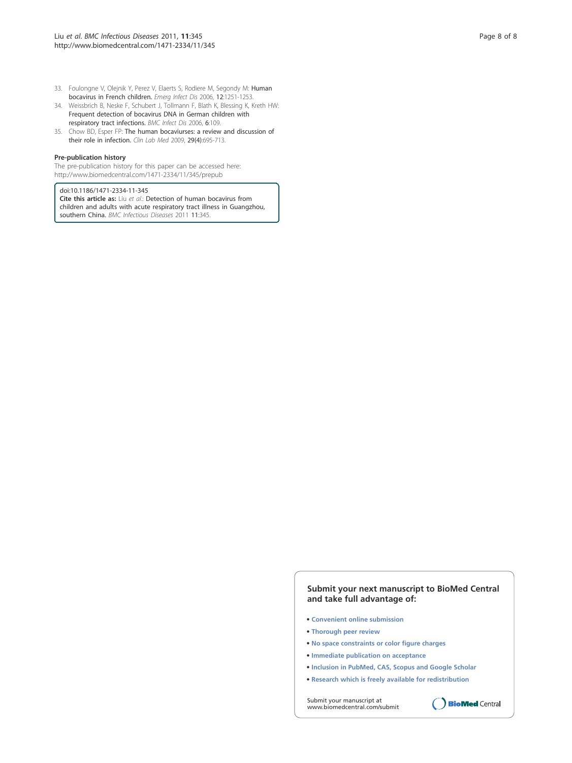33. Foulongne V, Olejnik Y, Perez V, Elaerts S, Rodiere M, Segondy M: **Human bocavirus in French children.** *Emerg Infect Dis* 2006, **12**:1251-1253.
34. Weissbrich B, Neske F, Schubert J, Tollmann F, Blath K, Blessing K, Kreth HW: **Frequent detection of bocavirus DNA in German children with respiratory tract infections.** *BMC Infect Dis* 2006, **6**:109.
35. Chow BD, Esper FP: **The human bocaviurses: a review and discussion of their role in infection.** *Clin Lab Med* 2009, **29(4)**:695-713.

**Pre-publication history**

The pre-publication history for this paper can be accessed here:
http://www.biomedcentral.com/1471-2334/11/345/prepub

doi:10.1186/1471-2334-11-345

**Cite this article as:** Liu *et al.*: Detection of human bocavirus from children and adults with acute respiratory tract illness in Guangzhou, southern China. *BMC Infectious Diseases* 2011 **11**:345.

**Submit your next manuscript to BioMed Central and take full advantage of:**

- **Convenient online submission**
- **Thorough peer review**
- **No space constraints or color figure charges**
- **Immediate publication on acceptance**
- **Inclusion in PubMed, CAS, Scopus and Google Scholar**
- **Research which is freely available for redistribution**

Submit your manuscript at
www.biomedcentral.com/submit

BioMed Central